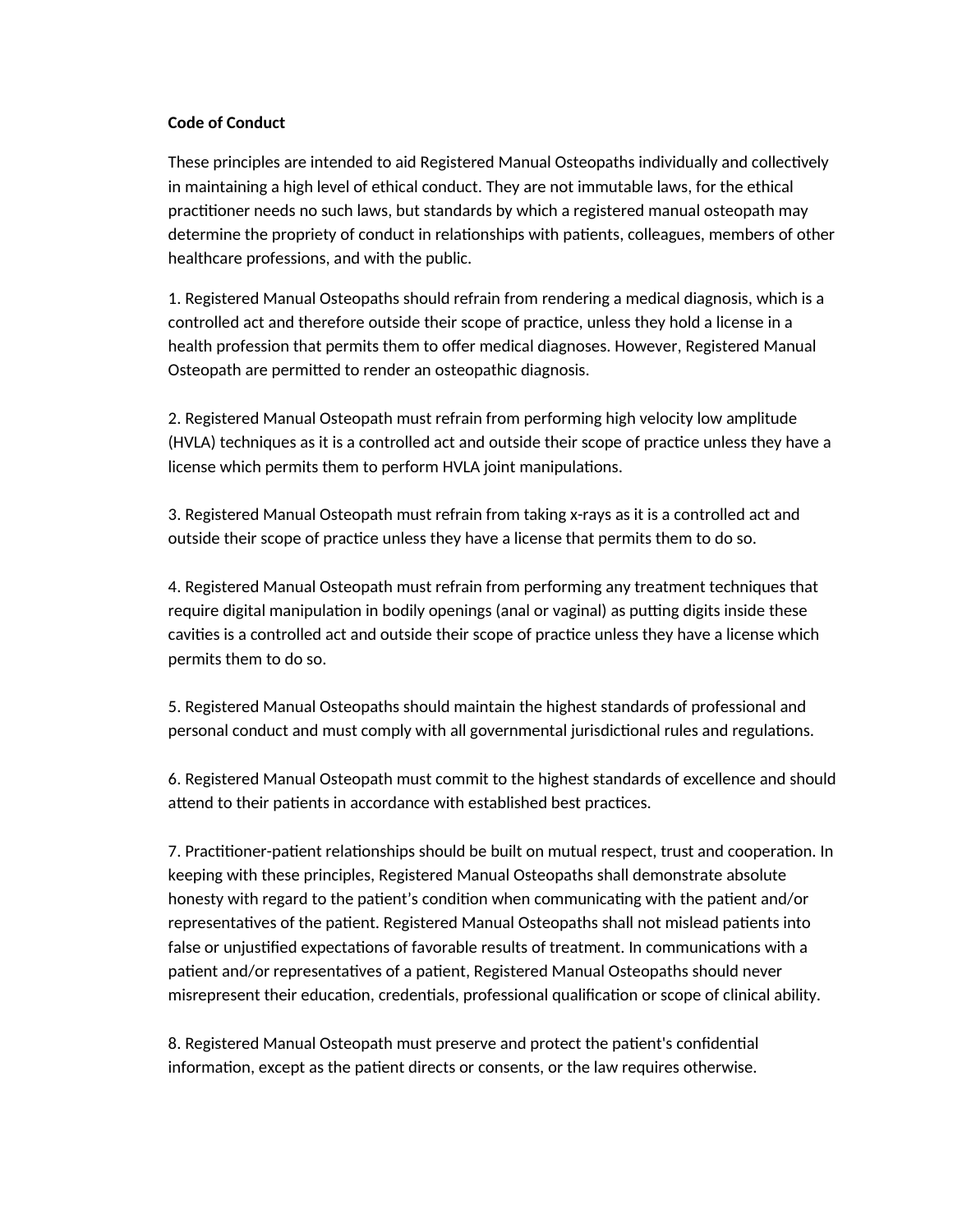**Code of Conduct**

These principles are intended to aid Registered Manual Osteopaths individually and collectively in maintaining a high level of ethical conduct. They are not immutable laws, for the ethical practitioner needs no such laws, but standards by which a registered manual osteopath may determine the propriety of conduct in relationships with patients, colleagues, members of other healthcare professions, and with the public.

1. Registered Manual Osteopaths should refrain from rendering a medical diagnosis, which is a controlled act and therefore outside their scope of practice, unless they hold a license in a health profession that permits them to offer medical diagnoses. However, Registered Manual Osteopath are permitted to render an osteopathic diagnosis.

2. Registered Manual Osteopath must refrain from performing high velocity low amplitude (HVLA) techniques as it is a controlled act and outside their scope of practice unless they have a license which permits them to perform HVLA joint manipulations.

3. Registered Manual Osteopath must refrain from taking x-rays as it is a controlled act and outside their scope of practice unless they have a license that permits them to do so.

4. Registered Manual Osteopath must refrain from performing any treatment techniques that require digital manipulation in bodily openings (anal or vaginal) as putting digits inside these cavities is a controlled act and outside their scope of practice unless they have a license which permits them to do so.

5. Registered Manual Osteopaths should maintain the highest standards of professional and personal conduct and must comply with all governmental jurisdictional rules and regulations.

6. Registered Manual Osteopath must commit to the highest standards of excellence and should attend to their patients in accordance with established best practices.

7. Practitioner-patient relationships should be built on mutual respect, trust and cooperation. In keeping with these principles, Registered Manual Osteopaths shall demonstrate absolute honesty with regard to the patient's condition when communicating with the patient and/or representatives of the patient. Registered Manual Osteopaths shall not mislead patients into false or unjustified expectations of favorable results of treatment. In communications with a patient and/or representatives of a patient, Registered Manual Osteopaths should never misrepresent their education, credentials, professional qualification or scope of clinical ability.

8. Registered Manual Osteopath must preserve and protect the patient's confidential information, except as the patient directs or consents, or the law requires otherwise.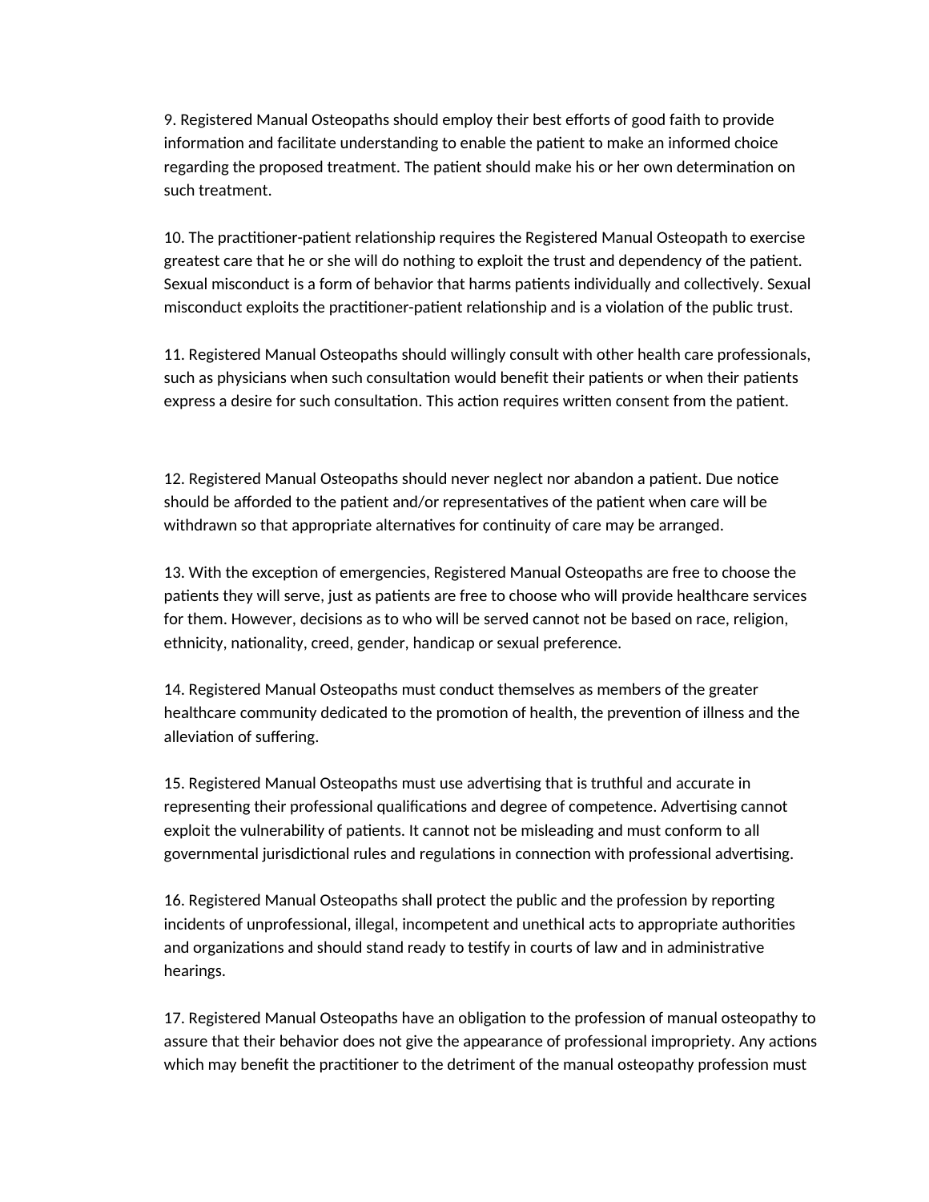9. Registered Manual Osteopaths should employ their best efforts of good faith to provide information and facilitate understanding to enable the patient to make an informed choice regarding the proposed treatment. The patient should make his or her own determination on such treatment.

10. The practitioner-patient relationship requires the Registered Manual Osteopath to exercise greatest care that he or she will do nothing to exploit the trust and dependency of the patient. Sexual misconduct is a form of behavior that harms patients individually and collectively. Sexual misconduct exploits the practitioner-patient relationship and is a violation of the public trust.

11. Registered Manual Osteopaths should willingly consult with other health care professionals, such as physicians when such consultation would benefit their patients or when their patients express a desire for such consultation. This action requires written consent from the patient.

12. Registered Manual Osteopaths should never neglect nor abandon a patient. Due notice should be afforded to the patient and/or representatives of the patient when care will be withdrawn so that appropriate alternatives for continuity of care may be arranged.

13. With the exception of emergencies, Registered Manual Osteopaths are free to choose the patients they will serve, just as patients are free to choose who will provide healthcare services for them. However, decisions as to who will be served cannot not be based on race, religion, ethnicity, nationality, creed, gender, handicap or sexual preference.

14. Registered Manual Osteopaths must conduct themselves as members of the greater healthcare community dedicated to the promotion of health, the prevention of illness and the alleviation of suffering.

15. Registered Manual Osteopaths must use advertising that is truthful and accurate in representing their professional qualifications and degree of competence. Advertising cannot exploit the vulnerability of patients. It cannot not be misleading and must conform to all governmental jurisdictional rules and regulations in connection with professional advertising.

16. Registered Manual Osteopaths shall protect the public and the profession by reporting incidents of unprofessional, illegal, incompetent and unethical acts to appropriate authorities and organizations and should stand ready to testify in courts of law and in administrative hearings.

17. Registered Manual Osteopaths have an obligation to the profession of manual osteopathy to assure that their behavior does not give the appearance of professional impropriety. Any actions which may benefit the practitioner to the detriment of the manual osteopathy profession must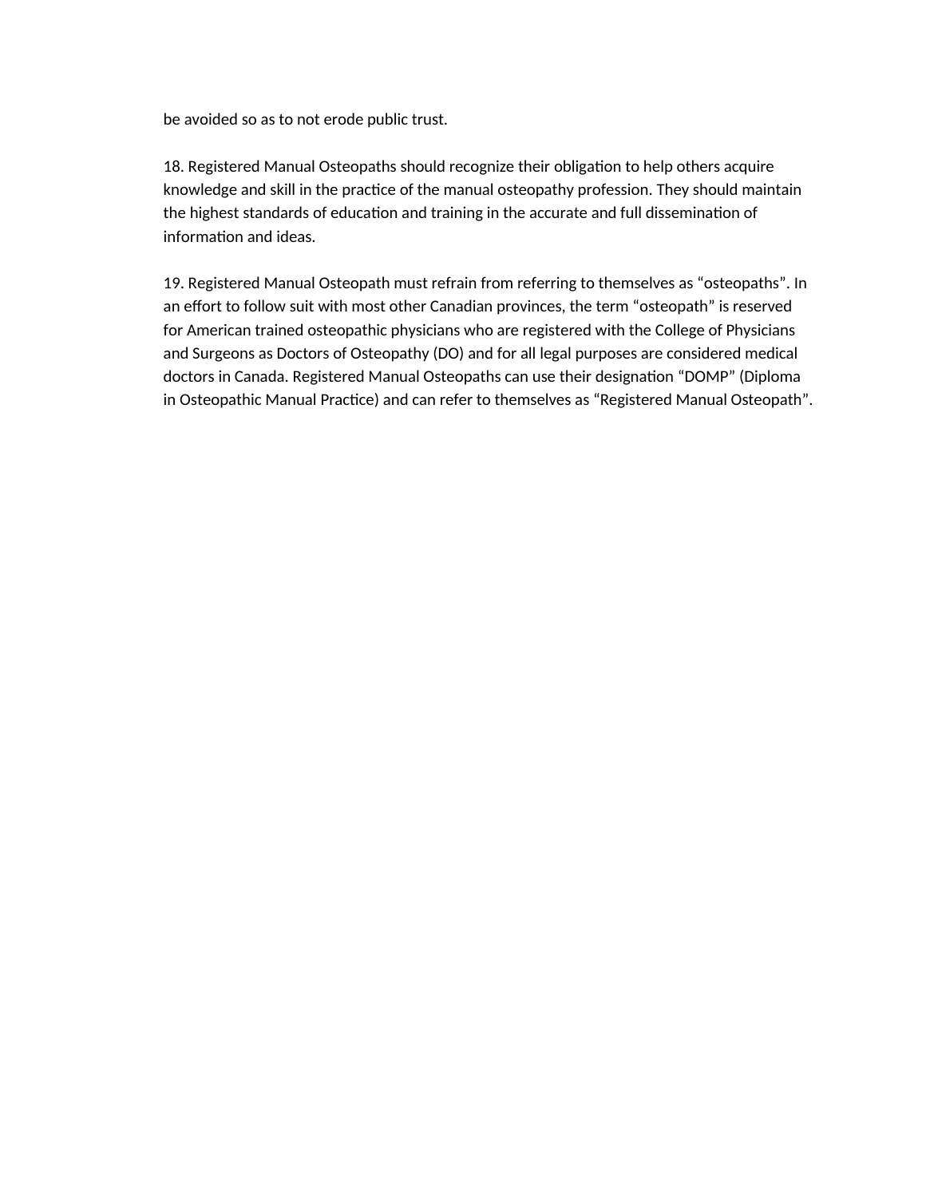be avoided so as to not erode public trust.

18. Registered Manual Osteopaths should recognize their obligation to help others acquire knowledge and skill in the practice of the manual osteopathy profession. They should maintain the highest standards of education and training in the accurate and full dissemination of information and ideas.

19. Registered Manual Osteopath must refrain from referring to themselves as “osteopaths”. In an effort to follow suit with most other Canadian provinces, the term “osteopath” is reserved for American trained osteopathic physicians who are registered with the College of Physicians and Surgeons as Doctors of Osteopathy (DO) and for all legal purposes are considered medical doctors in Canada. Registered Manual Osteopaths can use their designation “DOMP” (Diploma in Osteopathic Manual Practice) and can refer to themselves as “Registered Manual Osteopath”.